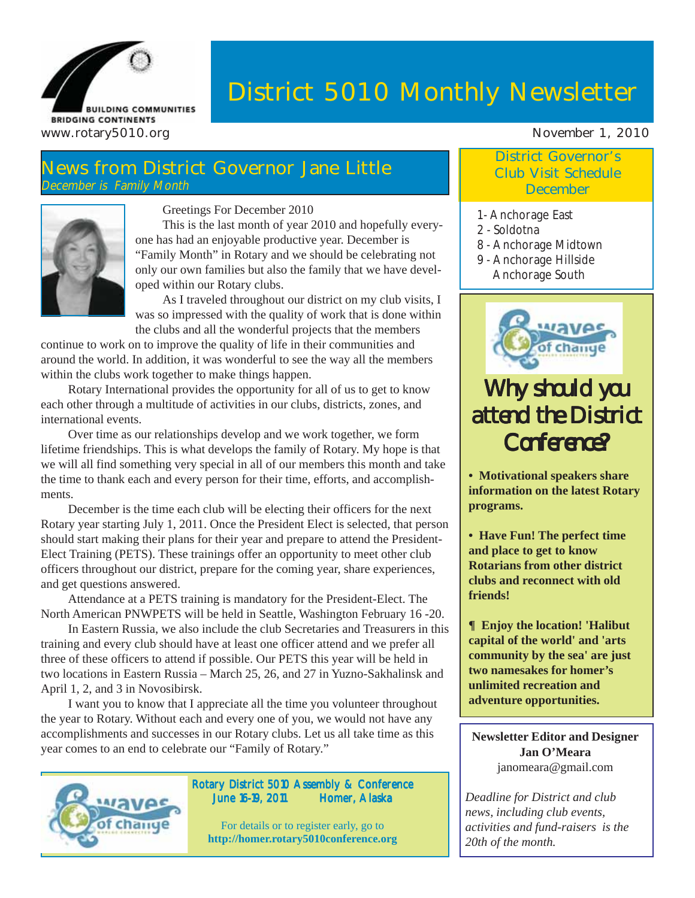BUILDING COMMUNITIES
BRIDGING CONTINENTS

www.rotary5010.org

# District 5010 Monthly Newsletter

November 1, 2010

## News from District Governor Jane Little

*December is Family Month*

Greetings For December 2010

This is the last month of year 2010 and hopefully everyone has had an enjoyable productive year. December is "Family Month" in Rotary and we should be celebrating not only our own families but also the family that we have developed within our Rotary clubs.

As I traveled throughout our district on my club visits, I was so impressed with the quality of work that is done within the clubs and all the wonderful projects that the members continue to work on to improve the quality of life in their communities and around the world. In addition, it was wonderful to see the way all the members within the clubs work together to make things happen.

Rotary International provides the opportunity for all of us to get to know each other through a multitude of activities in our clubs, districts, zones, and international events.

Over time as our relationships develop and we work together, we form lifetime friendships. This is what develops the family of Rotary. My hope is that we will all find something very special in all of our members this month and take the time to thank each and every person for their time, efforts, and accomplishments.

December is the time each club will be electing their officers for the next Rotary year starting July 1, 2011. Once the President Elect is selected, that person should start making their plans for their year and prepare to attend the President-Elect Training (PETS). These trainings offer an opportunity to meet other club officers throughout our district, prepare for the coming year, share experiences, and get questions answered.

Attendance at a PETS training is mandatory for the President-Elect. The North American PNWPETS will be held in Seattle, Washington February 16 -20.

In Eastern Russia, we also include the club Secretaries and Treasurers in this training and every club should have at least one officer attend and we prefer all three of these officers to attend if possible. Our PETS this year will be held in two locations in Eastern Russia – March 25, 26, and 27 in Yuzno-Sakhalinsk and April 1, 2, and 3 in Novosibirsk.

I want you to know that I appreciate all the time you volunteer throughout the year to Rotary. Without each and every one of you, we would not have any accomplishments and successes in our Rotary clubs. Let us all take time as this year comes to an end to celebrate our "Family of Rotary."

**Rotary District 5010 Assembly & Conference**
**June 16-19, 2011 Homer, Alaska**

For details or to register early, go to
**http://homer.rotary5010conference.org**

### District Governor's Club Visit Schedule December

1- Anchorage East
2 - Soldotna
8 - Anchorage Midtown
9 - Anchorage Hillside
Anchorage South

waves of change

## Why should you attend the District Conference?

**• Motivational speakers share information on the latest Rotary programs.**

**• Have Fun! The perfect time and place to get to know Rotarians from other district clubs and reconnect with old friends!**

**¶ Enjoy the location! 'Halibut capital of the world' and 'arts community by the sea' are just two namesakes for homer's unlimited recreation and adventure opportunities.**

**Newsletter Editor and Designer**
**Jan O'Meara**
janomeara@gmail.com

*Deadline for District and club news, including club events, activities and fund-raisers is the 20th of the month.*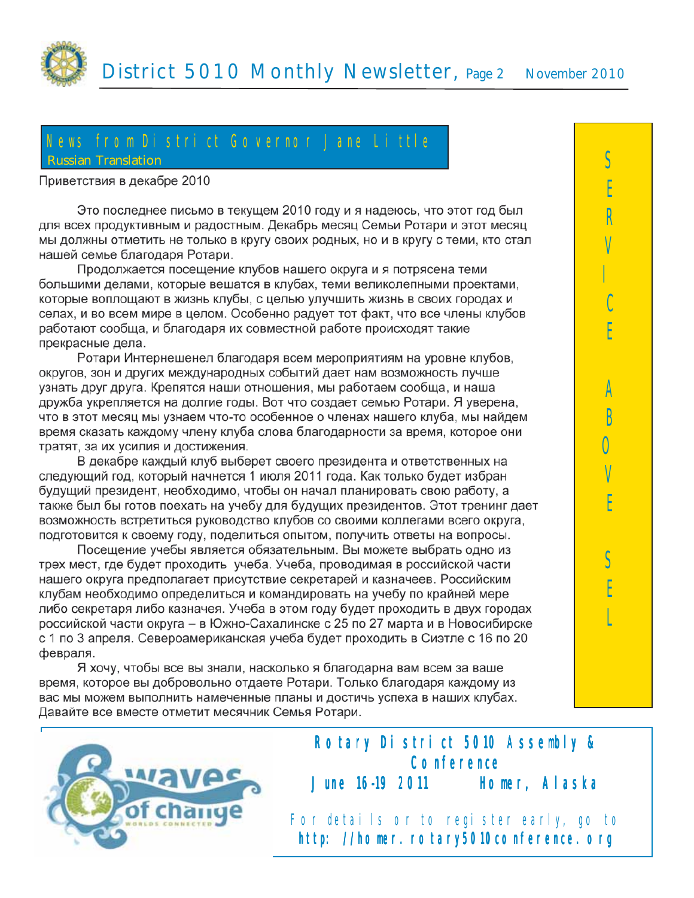## News from District Governor Jane Little

Russian Translation

Приветствия в декабре 2010

Это последнее письмо в текущем 2010 году и я надеюсь, что этот год был для всех продуктивным и радостным. Декабрь месяц Семьи Ротари и этот месяц мы должны отметить не только в кругу своих родных, но и в кругу с теми, кто стал нашей семье благодаря Ротари.

Продолжается посещение клубов нашего округа и я потрясена теми большими делами, которые вешатся в клубах, теми великолепными проектами, которые воплощают в жизнь клубы, с целью улучшить жизнь в своих городах и селах, и во всем мире в целом. Особенно радует тот факт, что все члены клубов работают сообща, и благодаря их совместной работе происходят такие прекрасные дела.

Ротари Интернешенел благодаря всем мероприятиям на уровне клубов, округов, зон и других международных событий дает нам возможность лучше узнать друг друга. Крепятся наши отношения, мы работаем сообща, и наша дружба укрепляется на долгие годы. Вот что создает семью Ротари. Я уверена, что в этот месяц мы узнаем что-то особенное о членах нашего клуба, мы найдем время сказать каждому члену клуба слова благодарности за время, которое они тратят, за их усилия и достижения.

В декабре каждый клуб выберет своего президента и ответственных на следующий год, который начнется 1 июля 2011 года. Как только будет избран будущий президент, необходимо, чтобы он начал планировать свою работу, а также был бы готов поехать на учебу для будущих президентов. Этот тренинг дает возможность встретиться руководство клубов со своими коллегами всего округа, подготовится к своему году, поделиться опытом, получить ответы на вопросы.

Посещение учебы является обязательным. Вы можете выбрать одно из трех мест, где будет проходить учеба. Учеба, проводимая в российской части нашего округа предполагает присутствие секретарей и казначеев. Российским клубам необходимо определиться и командировать на учебу по крайней мере либо секретаря либо казначея. Учеба в этом году будет проходить в двух городах российской части округа – в Южно-Сахалинске с 25 по 27 марта и в Новосибирске с 1 по 3 апреля. Североамериканская учеба будет проходить в Сиэтле с 16 по 20 февраля.

Я хочу, чтобы все вы знали, насколько я благодарна вам всем за ваше время, которое вы добровольно отдаете Ротари. Только благодаря каждому из вас мы можем выполнить намеченные планы и достичь успеха в наших клубах. Давайте все вместе отметит месячник Семья Ротари.

SERVICE ABOVE SEL

**Rotary District 5010 Assembly & Conference**

**June 16-19 2011 Homer, Alaska**

For details or to register early, go to
**http://homer.rotary5010conference.org**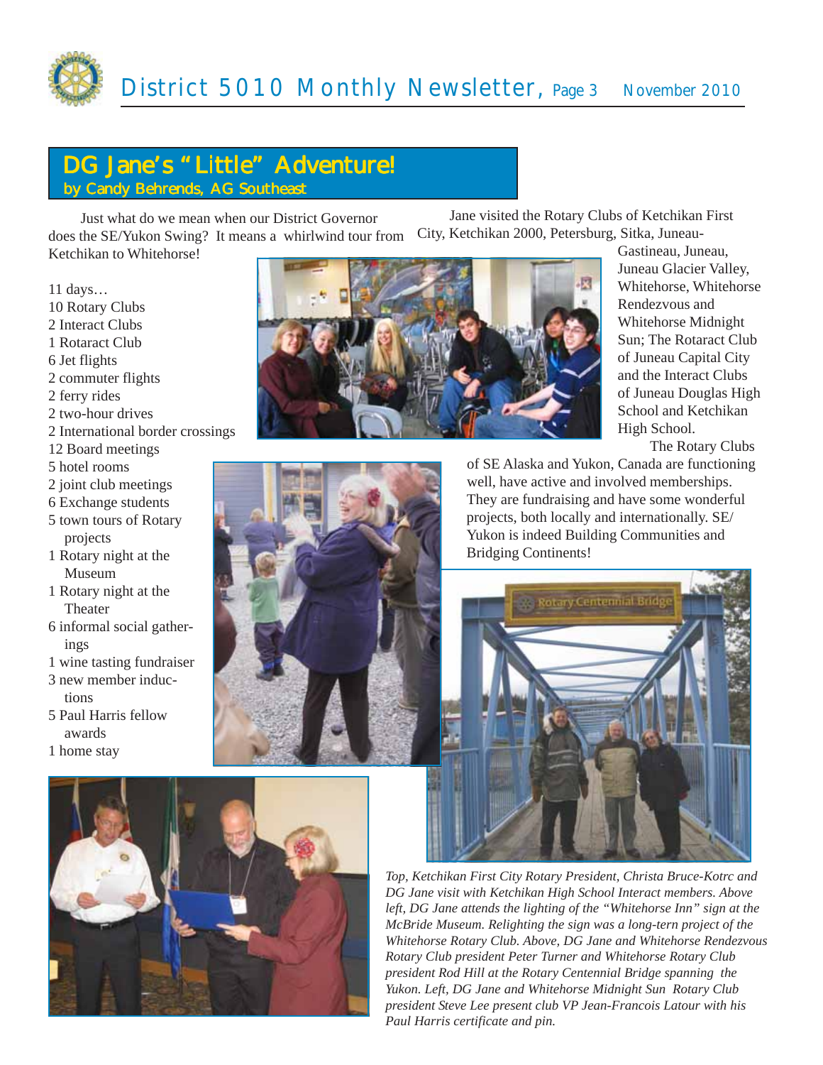# DG Jane's "Little" Adventure!

## by Candy Behrends, AG Southeast

Just what do we mean when our District Governor does the SE/Yukon Swing? It means a whirlwind tour from Ketchikan to Whitehorse!

- 11 days…
- 10 Rotary Clubs
- 2 Interact Clubs
- 1 Rotaract Club
- 6 Jet flights
- 2 commuter flights
- 2 ferry rides
- 2 two-hour drives
- 2 International border crossings
- 12 Board meetings
- 5 hotel rooms
- 2 joint club meetings
- 6 Exchange students
- 5 town tours of Rotary projects
- 1 Rotary night at the Museum
- 1 Rotary night at the Theater
- 6 informal social gatherings
- 1 wine tasting fundraiser
- 3 new member inductions
- 5 Paul Harris fellow awards
- 1 home stay

Jane visited the Rotary Clubs of Ketchikan First City, Ketchikan 2000, Petersburg, Sitka, Juneau-Gastineau, Juneau, Juneau Glacier Valley, Whitehorse, Whitehorse Rendezvous and Whitehorse Midnight Sun; The Rotaract Club of Juneau Capital City and the Interact Clubs of Juneau Douglas High School and Ketchikan High School.

The Rotary Clubs of SE Alaska and Yukon, Canada are functioning well, have active and involved memberships. They are fundraising and have some wonderful projects, both locally and internationally. SE/ Yukon is indeed Building Communities and Bridging Continents!

*Top, Ketchikan First City Rotary President, Christa Bruce-Kotrc and DG Jane visit with Ketchikan High School Interact members. Above left, DG Jane attends the lighting of the "Whitehorse Inn" sign at the McBride Museum. Relighting the sign was a long-tern project of the Whitehorse Rotary Club. Above, DG Jane and Whitehorse Rendezvous Rotary Club president Peter Turner and Whitehorse Rotary Club president Rod Hill at the Rotary Centennial Bridge spanning the Yukon. Left, DG Jane and Whitehorse Midnight Sun Rotary Club president Steve Lee present club VP Jean-Francois Latour with his Paul Harris certificate and pin.*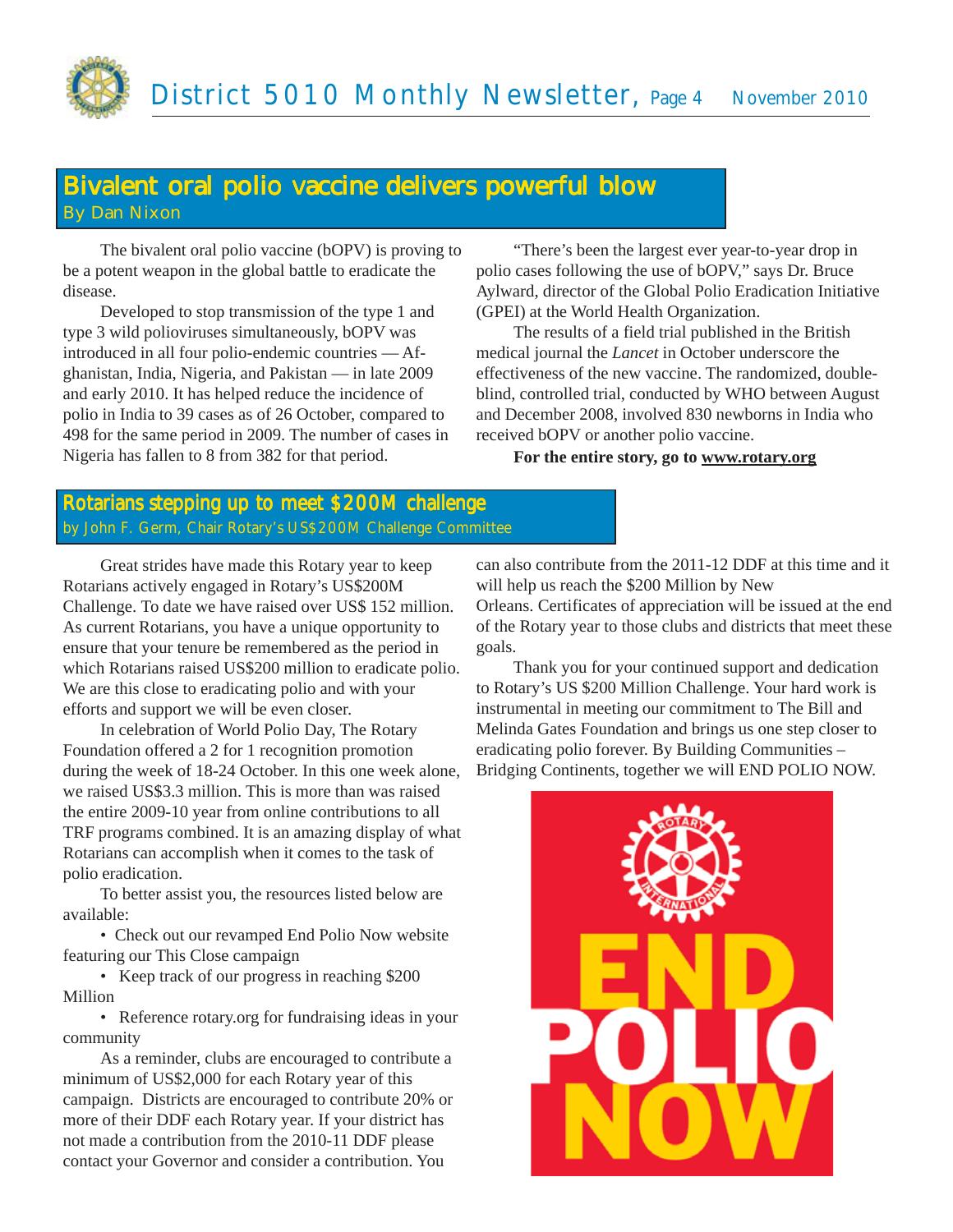## Bivalent oral polio vaccine delivers powerful blow

By Dan Nixon

The bivalent oral polio vaccine (bOPV) is proving to be a potent weapon in the global battle to eradicate the disease.

Developed to stop transmission of the type 1 and type 3 wild polioviruses simultaneously, bOPV was introduced in all four polio-endemic countries — Afghanistan, India, Nigeria, and Pakistan — in late 2009 and early 2010. It has helped reduce the incidence of polio in India to 39 cases as of 26 October, compared to 498 for the same period in 2009. The number of cases in Nigeria has fallen to 8 from 382 for that period.

"There's been the largest ever year-to-year drop in polio cases following the use of bOPV," says Dr. Bruce Aylward, director of the Global Polio Eradication Initiative (GPEI) at the World Health Organization.

The results of a field trial published in the British medical journal the *Lancet* in October underscore the effectiveness of the new vaccine. The randomized, double-blind, controlled trial, conducted by WHO between August and December 2008, involved 830 newborns in India who received bOPV or another polio vaccine.

**For the entire story, go to www.rotary.org**

## Rotarians stepping up to meet $200M challenge

by John F. Germ, Chair Rotary's US$200M Challenge Committee

Great strides have made this Rotary year to keep Rotarians actively engaged in Rotary's US$200M Challenge. To date we have raised over US$ 152 million. As current Rotarians, you have a unique opportunity to ensure that your tenure be remembered as the period in which Rotarians raised US$200 million to eradicate polio. We are this close to eradicating polio and with your efforts and support we will be even closer.

In celebration of World Polio Day, The Rotary Foundation offered a 2 for 1 recognition promotion during the week of 18-24 October. In this one week alone, we raised US$3.3 million. This is more than was raised the entire 2009-10 year from online contributions to all TRF programs combined. It is an amazing display of what Rotarians can accomplish when it comes to the task of polio eradication.

To better assist you, the resources listed below are available:

- Check out our revamped End Polio Now website featuring our This Close campaign
- Keep track of our progress in reaching $200 Million
- Reference rotary.org for fundraising ideas in your community

As a reminder, clubs are encouraged to contribute a minimum of US$2,000 for each Rotary year of this campaign. Districts are encouraged to contribute 20% or more of their DDF each Rotary year. If your district has not made a contribution from the 2010-11 DDF please contact your Governor and consider a contribution. You can also contribute from the 2011-12 DDF at this time and it will help us reach the $200 Million by New Orleans. Certificates of appreciation will be issued at the end of the Rotary year to those clubs and districts that meet these goals.

Thank you for your continued support and dedication to Rotary's US $200 Million Challenge. Your hard work is instrumental in meeting our commitment to The Bill and Melinda Gates Foundation and brings us one step closer to eradicating polio forever. By Building Communities – Bridging Continents, together we will END POLIO NOW.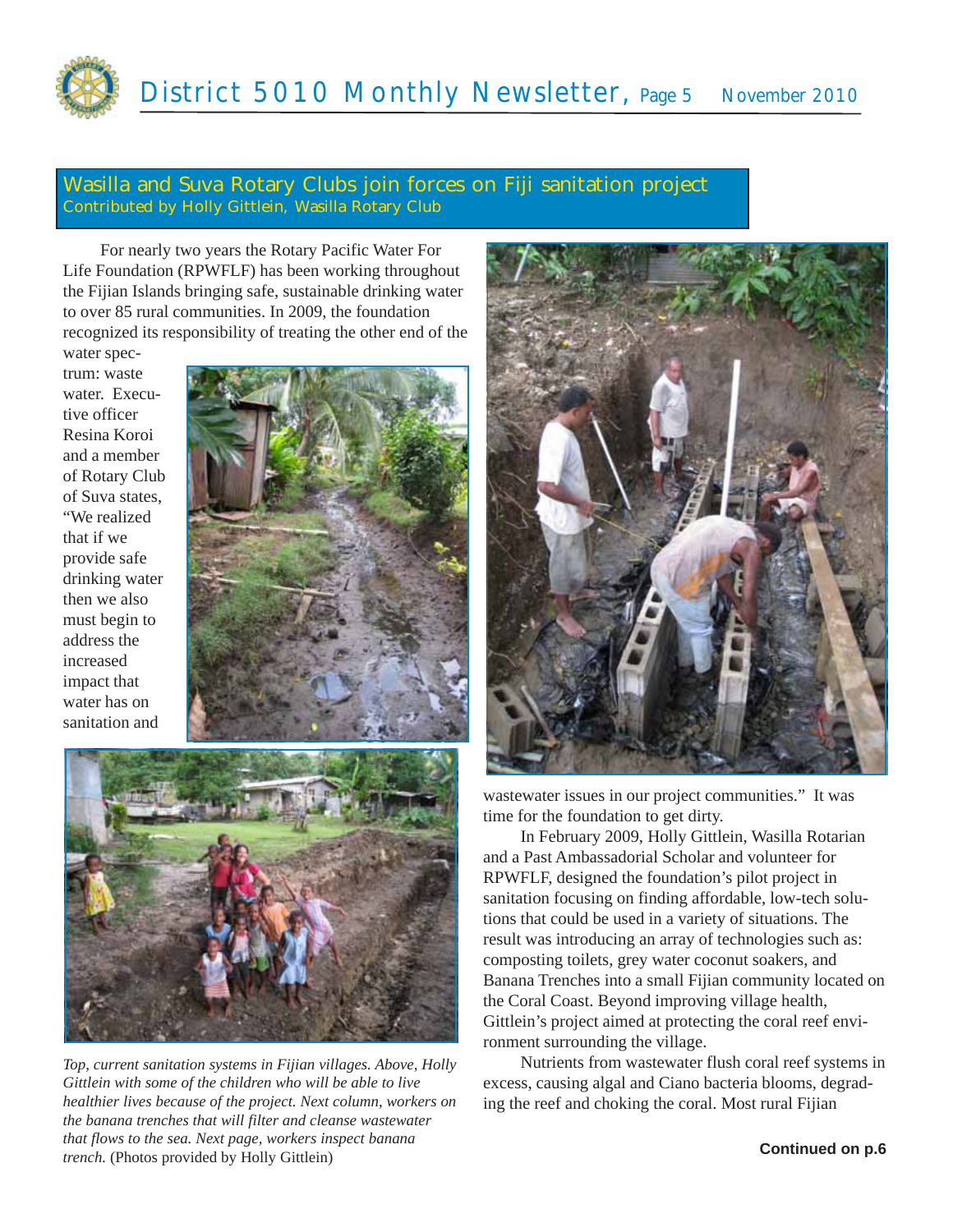## Wasilla and Suva Rotary Clubs join forces on Fiji sanitation project

Contributed by Holly Gittlein, Wasilla Rotary Club

For nearly two years the Rotary Pacific Water For Life Foundation (RPWFLF) has been working throughout the Fijian Islands bringing safe, sustainable drinking water to over 85 rural communities. In 2009, the foundation recognized its responsibility of treating the other end of the water spectrum: waste water. Executive officer Resina Koroi and a member of Rotary Club of Suva states, "We realized that if we provide safe drinking water then we also must begin to address the increased impact that water has on sanitation and wastewater issues in our project communities." It was time for the foundation to get dirty.

*Top, current sanitation systems in Fijian villages. Above, Holly Gittlein with some of the children who will be able to live healthier lives because of the project. Next column, workers on the banana trenches that will filter and cleanse wastewater that flows to the sea. Next page, workers inspect banana trench.* (Photos provided by Holly Gittlein)

In February 2009, Holly Gittlein, Wasilla Rotarian and a Past Ambassadorial Scholar and volunteer for RPWFLF, designed the foundation's pilot project in sanitation focusing on finding affordable, low-tech solutions that could be used in a variety of situations. The result was introducing an array of technologies such as: composting toilets, grey water coconut soakers, and Banana Trenches into a small Fijian community located on the Coral Coast. Beyond improving village health, Gittlein's project aimed at protecting the coral reef environment surrounding the village.

Nutrients from wastewater flush coral reef systems in excess, causing algal and Ciano bacteria blooms, degrading the reef and choking the coral. Most rural Fijian

**Continued on p.6**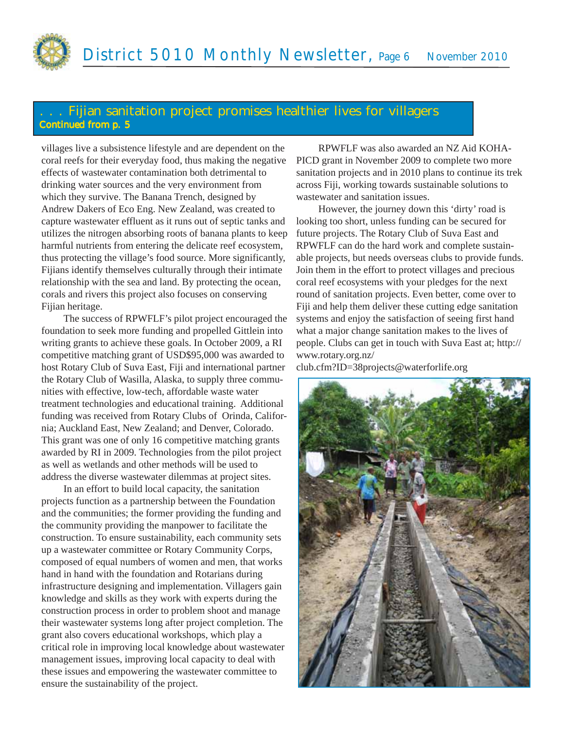## . . . Fijian sanitation project promises healthier lives for villagers

**Continued from p. 5**

villages live a subsistence lifestyle and are dependent on the coral reefs for their everyday food, thus making the negative effects of wastewater contamination both detrimental to drinking water sources and the very environment from which they survive. The Banana Trench, designed by Andrew Dakers of Eco Eng. New Zealand, was created to capture wastewater effluent as it runs out of septic tanks and utilizes the nitrogen absorbing roots of banana plants to keep harmful nutrients from entering the delicate reef ecosystem, thus protecting the village's food source. More significantly, Fijians identify themselves culturally through their intimate relationship with the sea and land. By protecting the ocean, corals and rivers this project also focuses on conserving Fijian heritage.

The success of RPWFLF's pilot project encouraged the foundation to seek more funding and propelled Gittlein into writing grants to achieve these goals. In October 2009, a RI competitive matching grant of USD$95,000 was awarded to host Rotary Club of Suva East, Fiji and international partner the Rotary Club of Wasilla, Alaska, to supply three communities with effective, low-tech, affordable waste water treatment technologies and educational training. Additional funding was received from Rotary Clubs of Orinda, California; Auckland East, New Zealand; and Denver, Colorado. This grant was one of only 16 competitive matching grants awarded by RI in 2009. Technologies from the pilot project as well as wetlands and other methods will be used to address the diverse wastewater dilemmas at project sites.

In an effort to build local capacity, the sanitation projects function as a partnership between the Foundation and the communities; the former providing the funding and the community providing the manpower to facilitate the construction. To ensure sustainability, each community sets up a wastewater committee or Rotary Community Corps, composed of equal numbers of women and men, that works hand in hand with the foundation and Rotarians during infrastructure designing and implementation. Villagers gain knowledge and skills as they work with experts during the construction process in order to problem shoot and manage their wastewater systems long after project completion. The grant also covers educational workshops, which play a critical role in improving local knowledge about wastewater management issues, improving local capacity to deal with these issues and empowering the wastewater committee to ensure the sustainability of the project.

RPWFLF was also awarded an NZ Aid KOHA-PICD grant in November 2009 to complete two more sanitation projects and in 2010 plans to continue its trek across Fiji, working towards sustainable solutions to wastewater and sanitation issues.

However, the journey down this 'dirty' road is looking too short, unless funding can be secured for future projects. The Rotary Club of Suva East and RPWFLF can do the hard work and complete sustainable projects, but needs overseas clubs to provide funds. Join them in the effort to protect villages and precious coral reef ecosystems with your pledges for the next round of sanitation projects. Even better, come over to Fiji and help them deliver these cutting edge sanitation systems and enjoy the satisfaction of seeing first hand what a major change sanitation makes to the lives of people. Clubs can get in touch with Suva East at; http://www.rotary.org.nz/club.cfm?ID=38projects@waterforlife.org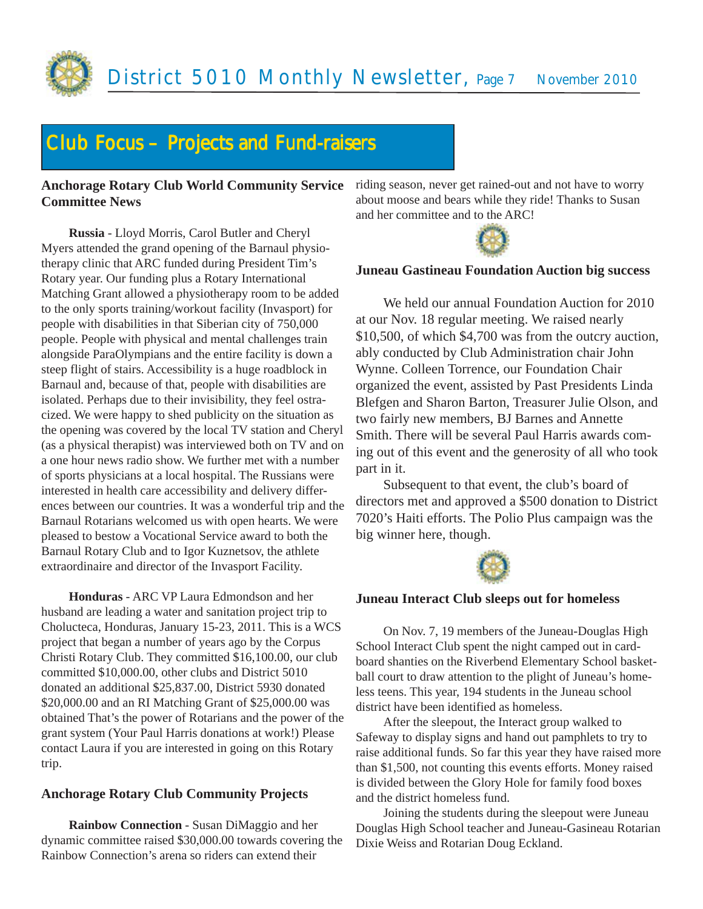## Club Focus – Projects and Fund-raisers

### Anchorage Rotary Club World Community Service Committee News

**Russia** - Lloyd Morris, Carol Butler and Cheryl Myers attended the grand opening of the Barnaul physiotherapy clinic that ARC funded during President Tim's Rotary year. Our funding plus a Rotary International Matching Grant allowed a physiotherapy room to be added to the only sports training/workout facility (Invasport) for people with disabilities in that Siberian city of 750,000 people. People with physical and mental challenges train alongside ParaOlympians and the entire facility is down a steep flight of stairs. Accessibility is a huge roadblock in Barnaul and, because of that, people with disabilities are isolated. Perhaps due to their invisibility, they feel ostracized. We were happy to shed publicity on the situation as the opening was covered by the local TV station and Cheryl (as a physical therapist) was interviewed both on TV and on a one hour news radio show. We further met with a number of sports physicians at a local hospital. The Russians were interested in health care accessibility and delivery differences between our countries. It was a wonderful trip and the Barnaul Rotarians welcomed us with open hearts. We were pleased to bestow a Vocational Service award to both the Barnaul Rotary Club and to Igor Kuznetsov, the athlete extraordinaire and director of the Invasport Facility.

**Honduras** - ARC VP Laura Edmondson and her husband are leading a water and sanitation project trip to Cholucteca, Honduras, January 15-23, 2011. This is a WCS project that began a number of years ago by the Corpus Christi Rotary Club. They committed $16,100.00, our club committed $10,000.00, other clubs and District 5010 donated an additional $25,837.00, District 5930 donated $20,000.00 and an RI Matching Grant of $25,000.00 was obtained That's the power of Rotarians and the power of the grant system (Your Paul Harris donations at work!) Please contact Laura if you are interested in going on this Rotary trip.

### Anchorage Rotary Club Community Projects

**Rainbow Connection** - Susan DiMaggio and her dynamic committee raised $30,000.00 towards covering the Rainbow Connection's arena so riders can extend their riding season, never get rained-out and not have to worry about moose and bears while they ride! Thanks to Susan and her committee and to the ARC!

### Juneau Gastineau Foundation Auction big success

We held our annual Foundation Auction for 2010 at our Nov. 18 regular meeting. We raised nearly $10,500, of which $4,700 was from the outcry auction, ably conducted by Club Administration chair John Wynne. Colleen Torrence, our Foundation Chair organized the event, assisted by Past Presidents Linda Blefgen and Sharon Barton, Treasurer Julie Olson, and two fairly new members, BJ Barnes and Annette Smith. There will be several Paul Harris awards coming out of this event and the generosity of all who took part in it.

Subsequent to that event, the club's board of directors met and approved a $500 donation to District 7020's Haiti efforts. The Polio Plus campaign was the big winner here, though.

### Juneau Interact Club sleeps out for homeless

On Nov. 7, 19 members of the Juneau-Douglas High School Interact Club spent the night camped out in cardboard shanties on the Riverbend Elementary School basketball court to draw attention to the plight of Juneau's homeless teens. This year, 194 students in the Juneau school district have been identified as homeless.

After the sleepout, the Interact group walked to Safeway to display signs and hand out pamphlets to try to raise additional funds. So far this year they have raised more than $1,500, not counting this events efforts. Money raised is divided between the Glory Hole for family food boxes and the district homeless fund.

Joining the students during the sleepout were Juneau Douglas High School teacher and Juneau-Gasineau Rotarian Dixie Weiss and Rotarian Doug Eckland.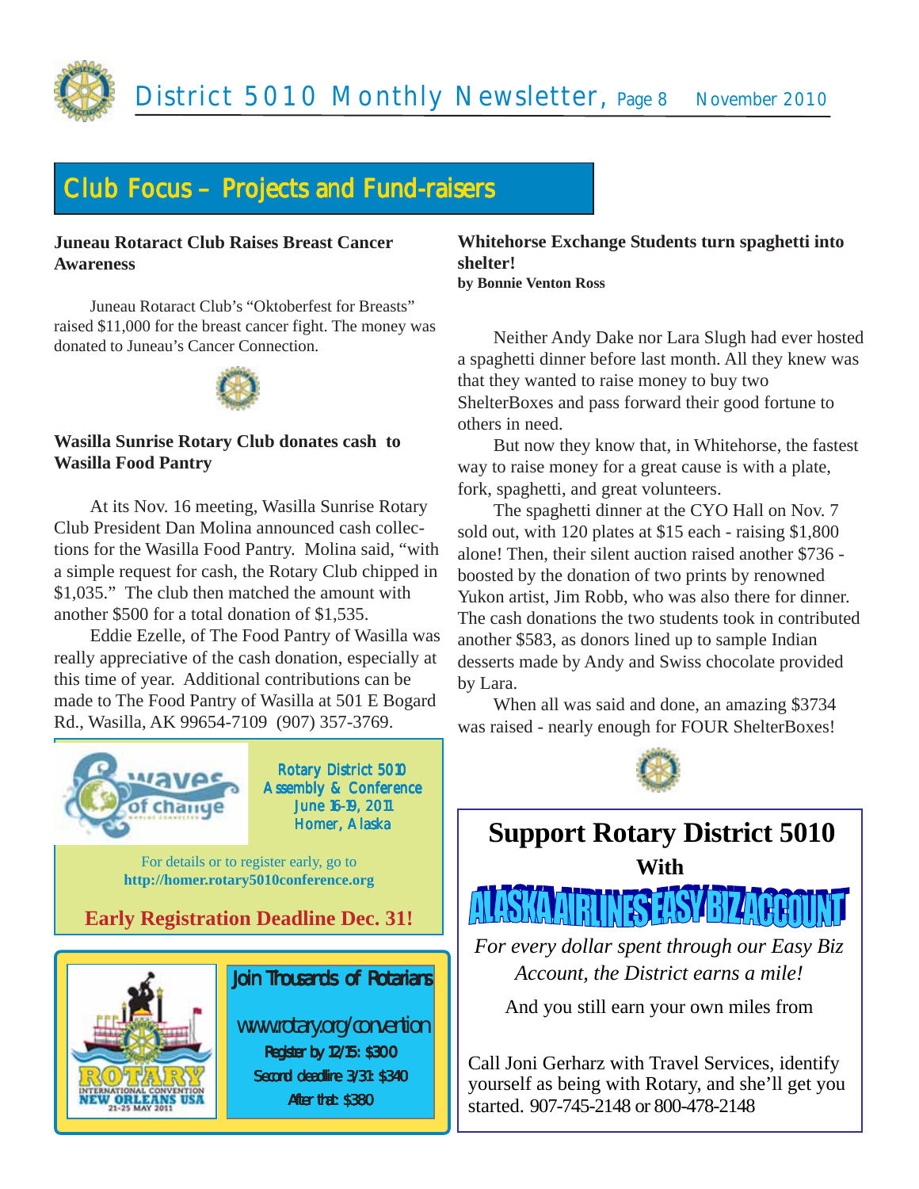## Club Focus – Projects and Fund-raisers

### Juneau Rotaract Club Raises Breast Cancer Awareness

Juneau Rotaract Club's "Oktoberfest for Breasts" raised $11,000 for the breast cancer fight. The money was donated to Juneau's Cancer Connection.

### Wasilla Sunrise Rotary Club donates cash to Wasilla Food Pantry

At its Nov. 16 meeting, Wasilla Sunrise Rotary Club President Dan Molina announced cash collections for the Wasilla Food Pantry. Molina said, "with a simple request for cash, the Rotary Club chipped in $1,035." The club then matched the amount with another $500 for a total donation of $1,535.

Eddie Ezelle, of The Food Pantry of Wasilla was really appreciative of the cash donation, especially at this time of year. Additional contributions can be made to The Food Pantry of Wasilla at 501 E Bogard Rd., Wasilla, AK 99654-7109 (907) 357-3769.

### Whitehorse Exchange Students turn spaghetti into shelter!

**by Bonnie Venton Ross**

Neither Andy Dake nor Lara Slugh had ever hosted a spaghetti dinner before last month. All they knew was that they wanted to raise money to buy two ShelterBoxes and pass forward their good fortune to others in need.

But now they know that, in Whitehorse, the fastest way to raise money for a great cause is with a plate, fork, spaghetti, and great volunteers.

The spaghetti dinner at the CYO Hall on Nov. 7 sold out, with 120 plates at $15 each - raising $1,800 alone! Then, their silent auction raised another $736 - boosted by the donation of two prints by renowned Yukon artist, Jim Robb, who was also there for dinner. The cash donations the two students took in contributed another $583, as donors lined up to sample Indian desserts made by Andy and Swiss chocolate provided by Lara.

When all was said and done, an amazing $3734 was raised - nearly enough for FOUR ShelterBoxes!

---

waves of change

**Rotary District 5010 Assembly & Conference**
June 16-19, 2011
Homer, Alaska

For details or to register early, go to **http://homer.rotary5010conference.org**

**Early Registration Deadline Dec. 31!**

---

ROTARY INTERNATIONAL CONVENTION NEW ORLEANS USA 21-25 MAY 2011

**Join Thousands of Rotarians**

www.rotary.org/convention

Register by 12/15: $300

Second deadline 3/31: $340

After that: $380

---

**Support Rotary District 5010 With**

**ALASKA AIRLINES EASY BIZ ACCOUNT**

*For every dollar spent through our Easy Biz Account, the District earns a mile!*

And you still earn your own miles from

Call Joni Gerharz with Travel Services, identify yourself as being with Rotary, and she'll get you started. 907-745-2148 or 800-478-2148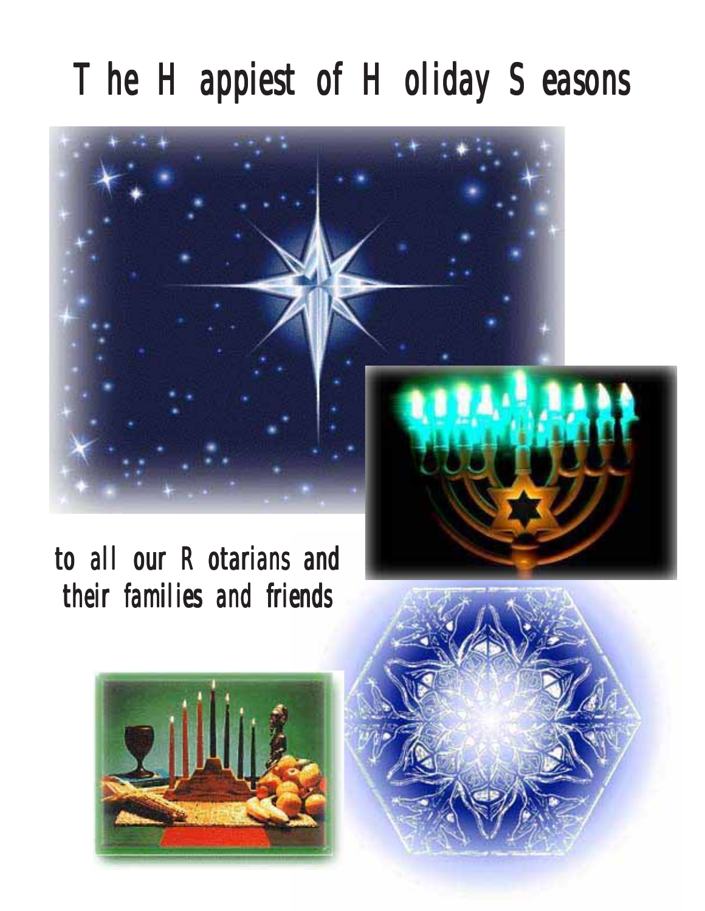# The Happiest of Holiday Seasons

to all our Rotarians and their families and friends